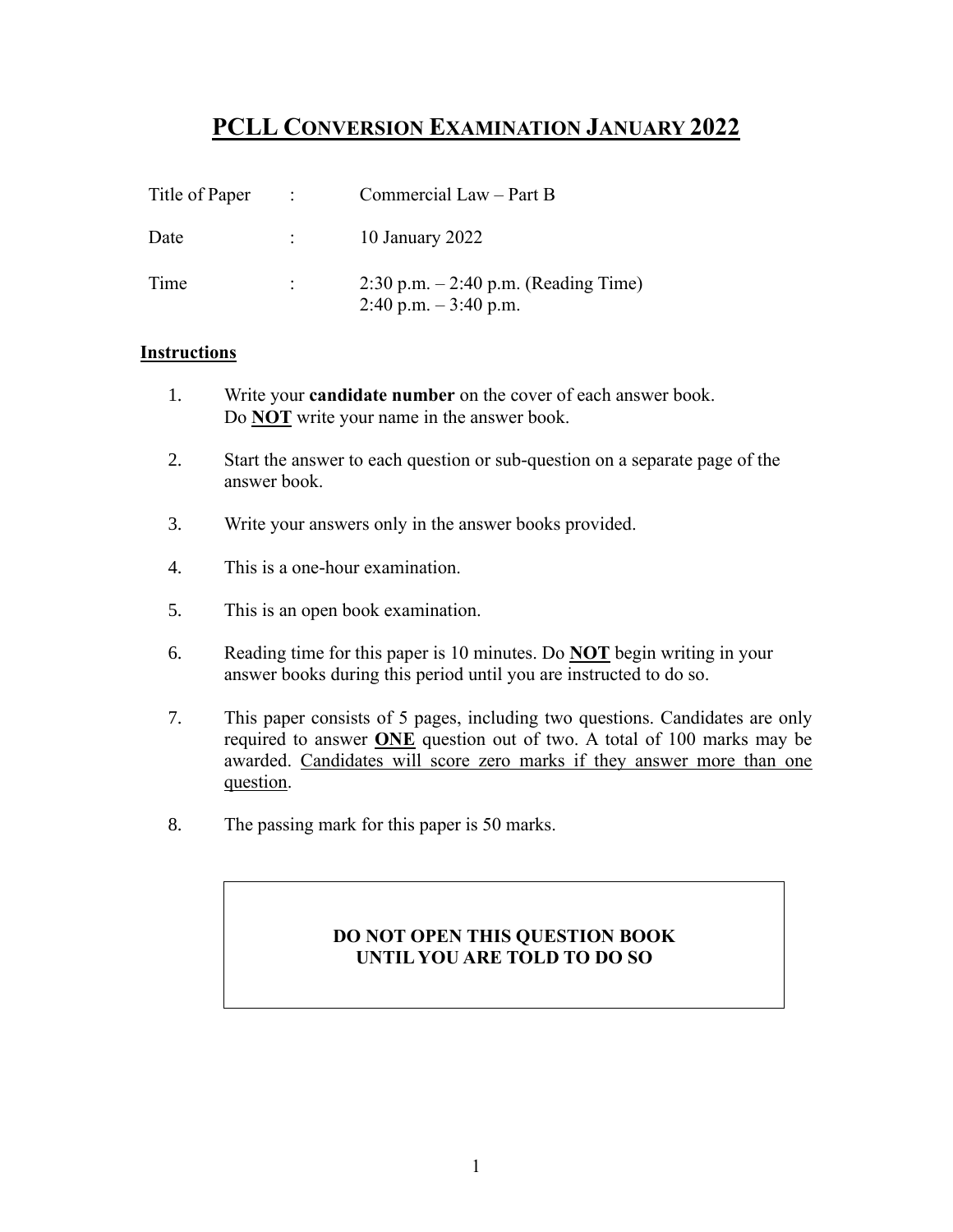# PCLL CONVERSION EXAMINATION JANUARY 2022

| | | |
|---|---|---|
| Title of Paper | : | Commercial Law – Part B |
| Date | : | 10 January 2022 |
| Time | : | 2:30 p.m. – 2:40 p.m. (Reading Time)<br>2:40 p.m. – 3:40 p.m. |

## Instructions

1. Write your **candidate number** on the cover of each answer book. Do **NOT** write your name in the answer book.
2. Start the answer to each question or sub-question on a separate page of the answer book.
3. Write your answers only in the answer books provided.
4. This is a one-hour examination.
5. This is an open book examination.
6. Reading time for this paper is 10 minutes. Do **NOT** begin writing in your answer books during this period until you are instructed to do so.
7. This paper consists of 5 pages, including two questions. Candidates are only required to answer **ONE** question out of two. A total of 100 marks may be awarded. Candidates will score zero marks if they answer more than one question.
8. The passing mark for this paper is 50 marks.

**DO NOT OPEN THIS QUESTION BOOK UNTIL YOU ARE TOLD TO DO SO**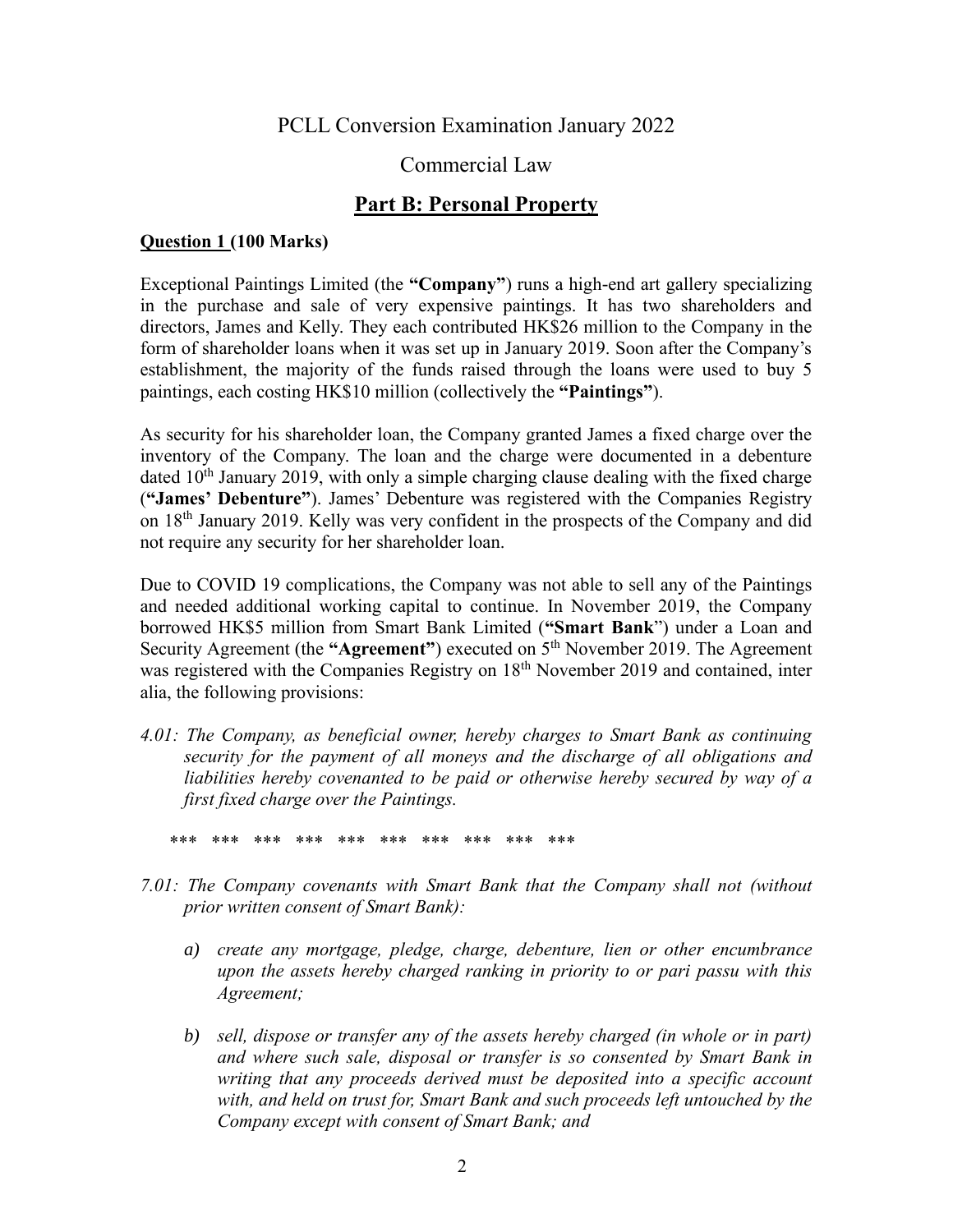PCLL Conversion Examination January 2022

Commercial Law

## Part B: Personal Property

**Question 1 (100 Marks)**

Exceptional Paintings Limited (the **"Company"**) runs a high-end art gallery specializing in the purchase and sale of very expensive paintings. It has two shareholders and directors, James and Kelly. They each contributed HK$26 million to the Company in the form of shareholder loans when it was set up in January 2019. Soon after the Company's establishment, the majority of the funds raised through the loans were used to buy 5 paintings, each costing HK$10 million (collectively the **"Paintings"**).

As security for his shareholder loan, the Company granted James a fixed charge over the inventory of the Company. The loan and the charge were documented in a debenture dated 10th January 2019, with only a simple charging clause dealing with the fixed charge (**"James' Debenture"**). James' Debenture was registered with the Companies Registry on 18th January 2019. Kelly was very confident in the prospects of the Company and did not require any security for her shareholder loan.

Due to COVID 19 complications, the Company was not able to sell any of the Paintings and needed additional working capital to continue. In November 2019, the Company borrowed HK$5 million from Smart Bank Limited (**"Smart Bank"**) under a Loan and Security Agreement (the **"Agreement"**) executed on 5th November 2019. The Agreement was registered with the Companies Registry on 18th November 2019 and contained, inter alia, the following provisions:

*4.01: The Company, as beneficial owner, hereby charges to Smart Bank as continuing security for the payment of all moneys and the discharge of all obligations and liabilities hereby covenanted to be paid or otherwise hereby secured by way of a first fixed charge over the Paintings.*

\*\*\* \*\*\* \*\*\* \*\*\* \*\*\* \*\*\* \*\*\* \*\*\* \*\*\* \*\*\*

*7.01: The Company covenants with Smart Bank that the Company shall not (without prior written consent of Smart Bank):*

- *a) create any mortgage, pledge, charge, debenture, lien or other encumbrance upon the assets hereby charged ranking in priority to or pari passu with this Agreement;*
- *b) sell, dispose or transfer any of the assets hereby charged (in whole or in part) and where such sale, disposal or transfer is so consented by Smart Bank in writing that any proceeds derived must be deposited into a specific account with, and held on trust for, Smart Bank and such proceeds left untouched by the Company except with consent of Smart Bank; and*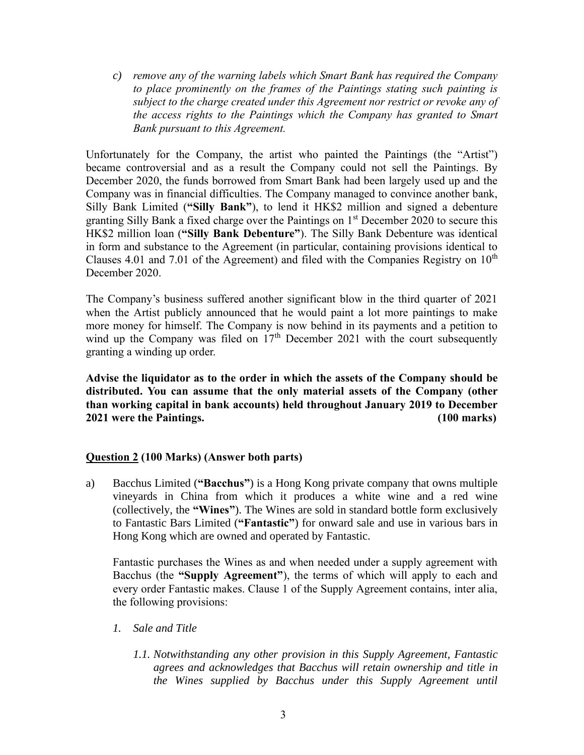*c) remove any of the warning labels which Smart Bank has required the Company to place prominently on the frames of the Paintings stating such painting is subject to the charge created under this Agreement nor restrict or revoke any of the access rights to the Paintings which the Company has granted to Smart Bank pursuant to this Agreement.*

Unfortunately for the Company, the artist who painted the Paintings (the "Artist") became controversial and as a result the Company could not sell the Paintings. By December 2020, the funds borrowed from Smart Bank had been largely used up and the Company was in financial difficulties. The Company managed to convince another bank, Silly Bank Limited (**"Silly Bank"**), to lend it HK$2 million and signed a debenture granting Silly Bank a fixed charge over the Paintings on 1st December 2020 to secure this HK$2 million loan (**"Silly Bank Debenture"**). The Silly Bank Debenture was identical in form and substance to the Agreement (in particular, containing provisions identical to Clauses 4.01 and 7.01 of the Agreement) and filed with the Companies Registry on 10th December 2020.

The Company's business suffered another significant blow in the third quarter of 2021 when the Artist publicly announced that he would paint a lot more paintings to make more money for himself. The Company is now behind in its payments and a petition to wind up the Company was filed on 17th December 2021 with the court subsequently granting a winding up order.

**Advise the liquidator as to the order in which the assets of the Company should be distributed. You can assume that the only material assets of the Company (other than working capital in bank accounts) held throughout January 2019 to December 2021 were the Paintings. (100 marks)**

## Question 2 (100 Marks) (Answer both parts)

a) Bacchus Limited (**"Bacchus"**) is a Hong Kong private company that owns multiple vineyards in China from which it produces a white wine and a red wine (collectively, the **"Wines"**). The Wines are sold in standard bottle form exclusively to Fantastic Bars Limited (**"Fantastic"**) for onward sale and use in various bars in Hong Kong which are owned and operated by Fantastic.

Fantastic purchases the Wines as and when needed under a supply agreement with Bacchus (the **"Supply Agreement"**), the terms of which will apply to each and every order Fantastic makes. Clause 1 of the Supply Agreement contains, inter alia, the following provisions:

*1. Sale and Title*

*1.1. Notwithstanding any other provision in this Supply Agreement, Fantastic agrees and acknowledges that Bacchus will retain ownership and title in the Wines supplied by Bacchus under this Supply Agreement until*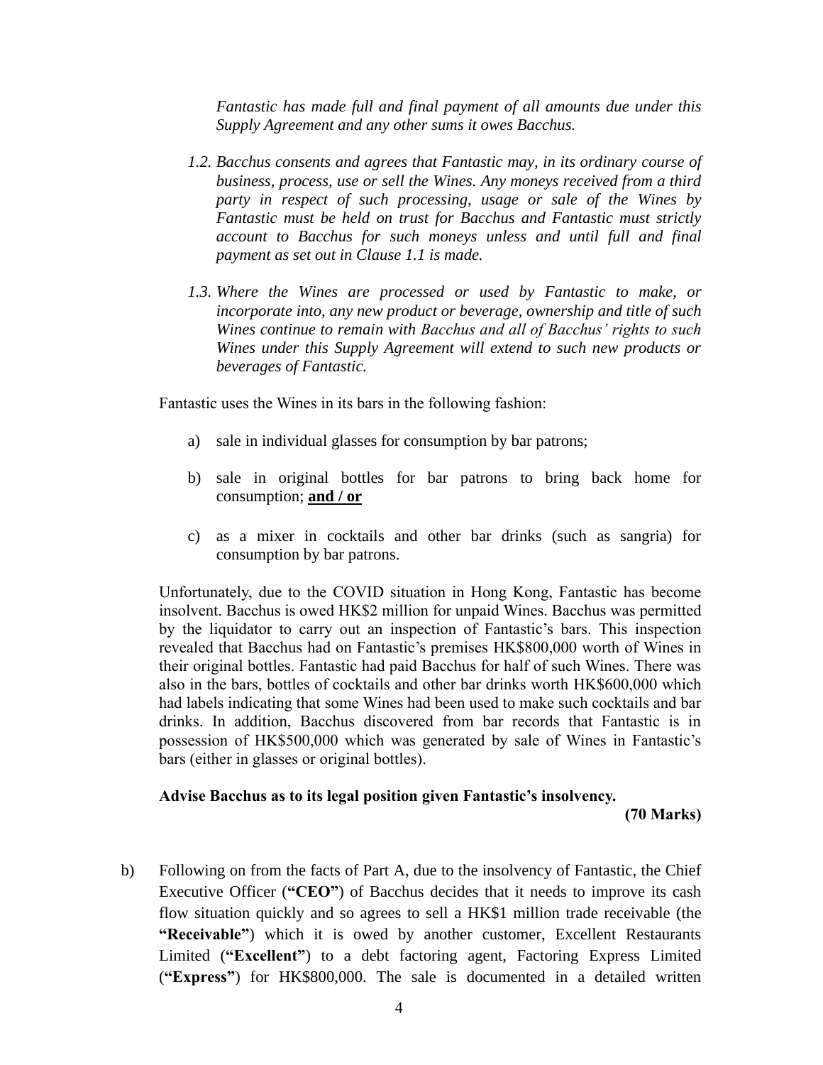*Fantastic has made full and final payment of all amounts due under this Supply Agreement and any other sums it owes Bacchus.*

*1.2. Bacchus consents and agrees that Fantastic may, in its ordinary course of business, process, use or sell the Wines. Any moneys received from a third party in respect of such processing, usage or sale of the Wines by Fantastic must be held on trust for Bacchus and Fantastic must strictly account to Bacchus for such moneys unless and until full and final payment as set out in Clause 1.1 is made.*

*1.3. Where the Wines are processed or used by Fantastic to make, or incorporate into, any new product or beverage, ownership and title of such Wines continue to remain with Bacchus and all of Bacchus' rights to such Wines under this Supply Agreement will extend to such new products or beverages of Fantastic.*

Fantastic uses the Wines in its bars in the following fashion:

a) sale in individual glasses for consumption by bar patrons;

b) sale in original bottles for bar patrons to bring back home for consumption; **<u>and / or</u>**

c) as a mixer in cocktails and other bar drinks (such as sangria) for consumption by bar patrons.

Unfortunately, due to the COVID situation in Hong Kong, Fantastic has become insolvent. Bacchus is owed HK$2 million for unpaid Wines. Bacchus was permitted by the liquidator to carry out an inspection of Fantastic's bars. This inspection revealed that Bacchus had on Fantastic's premises HK$800,000 worth of Wines in their original bottles. Fantastic had paid Bacchus for half of such Wines. There was also in the bars, bottles of cocktails and other bar drinks worth HK$600,000 which had labels indicating that some Wines had been used to make such cocktails and bar drinks. In addition, Bacchus discovered from bar records that Fantastic is in possession of HK$500,000 which was generated by sale of Wines in Fantastic's bars (either in glasses or original bottles).

**Advise Bacchus as to its legal position given Fantastic's insolvency.**

**(70 Marks)**

b) Following on from the facts of Part A, due to the insolvency of Fantastic, the Chief Executive Officer (**"CEO"**) of Bacchus decides that it needs to improve its cash flow situation quickly and so agrees to sell a HK$1 million trade receivable (the **"Receivable"**) which it is owed by another customer, Excellent Restaurants Limited (**"Excellent"**) to a debt factoring agent, Factoring Express Limited (**"Express"**) for HK$800,000. The sale is documented in a detailed written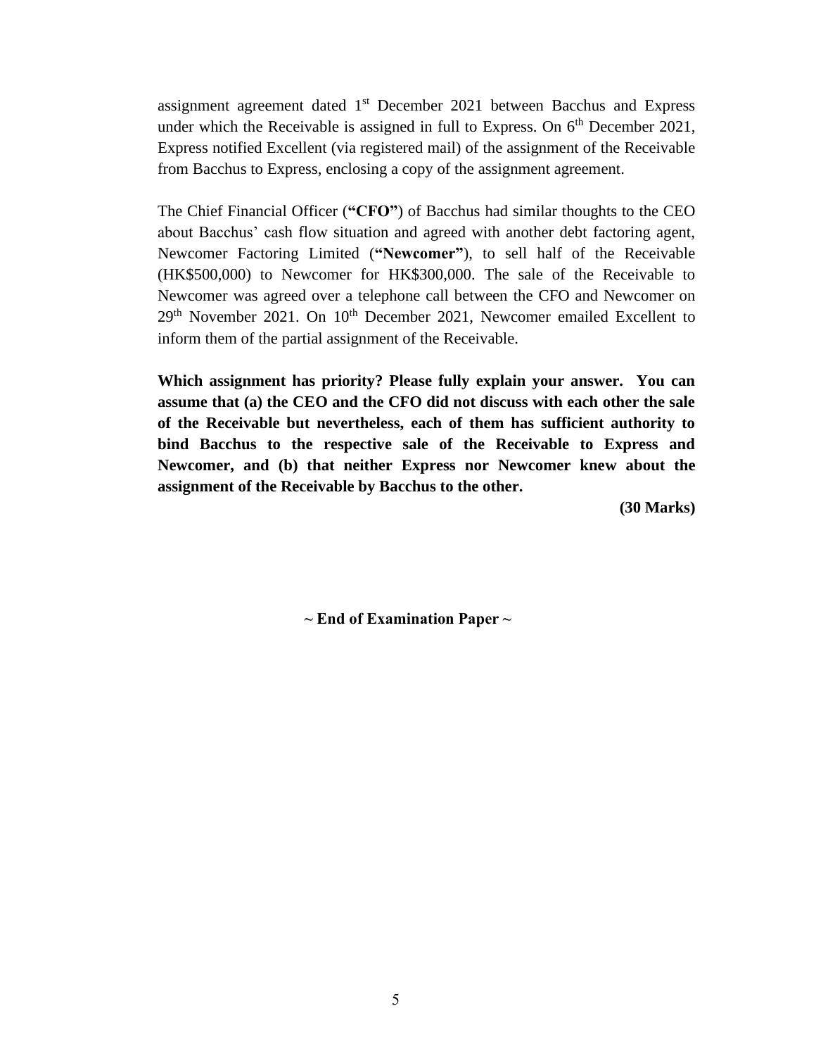assignment agreement dated 1st December 2021 between Bacchus and Express under which the Receivable is assigned in full to Express. On 6th December 2021, Express notified Excellent (via registered mail) of the assignment of the Receivable from Bacchus to Express, enclosing a copy of the assignment agreement.

The Chief Financial Officer (**"CFO"**) of Bacchus had similar thoughts to the CEO about Bacchus' cash flow situation and agreed with another debt factoring agent, Newcomer Factoring Limited (**"Newcomer"**), to sell half of the Receivable (HK$500,000) to Newcomer for HK$300,000. The sale of the Receivable to Newcomer was agreed over a telephone call between the CFO and Newcomer on 29th November 2021. On 10th December 2021, Newcomer emailed Excellent to inform them of the partial assignment of the Receivable.

**Which assignment has priority? Please fully explain your answer. You can assume that (a) the CEO and the CFO did not discuss with each other the sale of the Receivable but nevertheless, each of them has sufficient authority to bind Bacchus to the respective sale of the Receivable to Express and Newcomer, and (b) that neither Express nor Newcomer knew about the assignment of the Receivable by Bacchus to the other.**

**(30 Marks)**

**~ End of Examination Paper ~**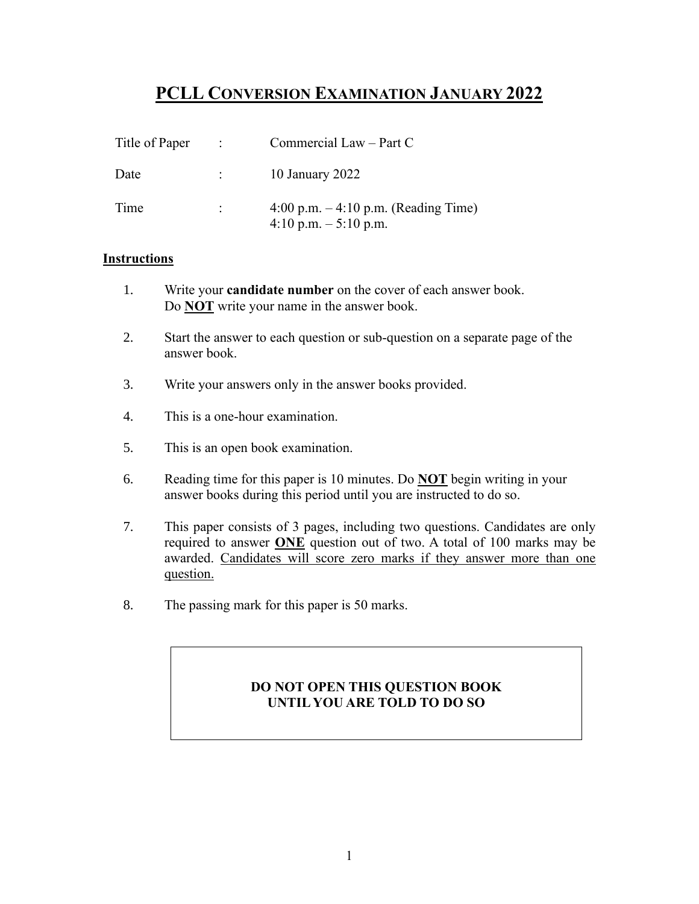# PCLL CONVERSION EXAMINATION JANUARY 2022

| Title of Paper | : | Commercial Law – Part C |
|---|---|---|
| Date | : | 10 January 2022 |
| Time | : | 4:00 p.m. – 4:10 p.m. (Reading Time)<br>4:10 p.m. – 5:10 p.m. |

## Instructions

1. Write your **candidate number** on the cover of each answer book.
   Do **NOT** write your name in the answer book.

2. Start the answer to each question or sub-question on a separate page of the answer book.

3. Write your answers only in the answer books provided.

4. This is a one-hour examination.

5. This is an open book examination.

6. Reading time for this paper is 10 minutes. Do **NOT** begin writing in your answer books during this period until you are instructed to do so.

7. This paper consists of 3 pages, including two questions. Candidates are only required to answer **ONE** question out of two. A total of 100 marks may be awarded. Candidates will score zero marks if they answer more than one question.

8. The passing mark for this paper is 50 marks.

**DO NOT OPEN THIS QUESTION BOOK UNTIL YOU ARE TOLD TO DO SO**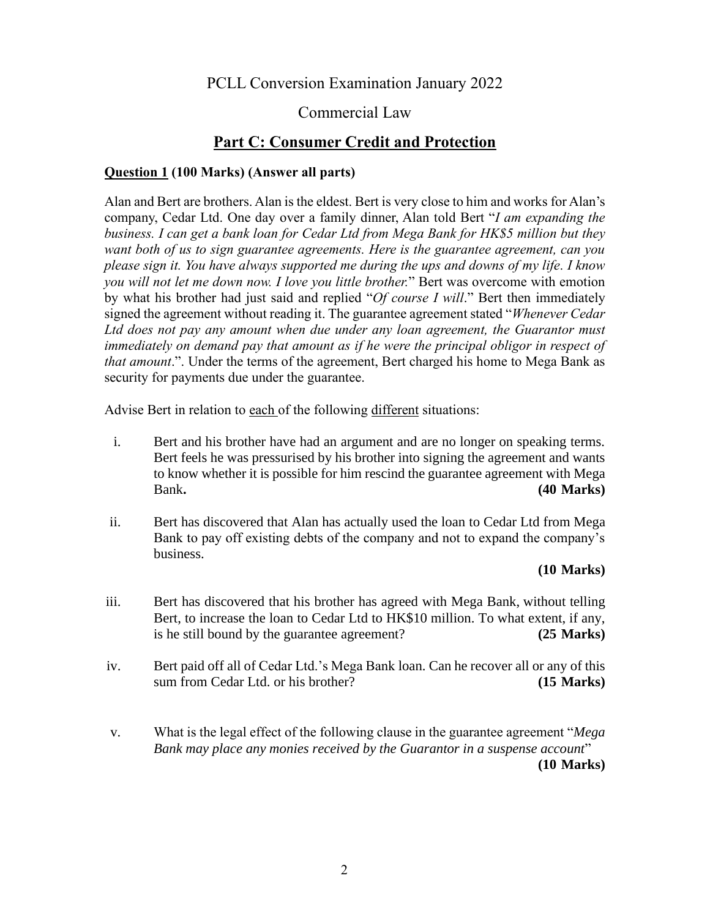PCLL Conversion Examination January 2022

Commercial Law

## Part C: Consumer Credit and Protection

**Question 1 (100 Marks) (Answer all parts)**

Alan and Bert are brothers. Alan is the eldest. Bert is very close to him and works for Alan's company, Cedar Ltd. One day over a family dinner, Alan told Bert "*I am expanding the business. I can get a bank loan for Cedar Ltd from Mega Bank for HK$5 million but they want both of us to sign guarantee agreements. Here is the guarantee agreement, can you please sign it. You have always supported me during the ups and downs of my life. I know you will not let me down now. I love you little brother.*" Bert was overcome with emotion by what his brother had just said and replied "*Of course I will*." Bert then immediately signed the agreement without reading it. The guarantee agreement stated "*Whenever Cedar Ltd does not pay any amount when due under any loan agreement, the Guarantor must immediately on demand pay that amount as if he were the principal obligor in respect of that amount*.". Under the terms of the agreement, Bert charged his home to Mega Bank as security for payments due under the guarantee.

Advise Bert in relation to each of the following different situations:

i. Bert and his brother have had an argument and are no longer on speaking terms. Bert feels he was pressurised by his brother into signing the agreement and wants to know whether it is possible for him rescind the guarantee agreement with Mega Bank. **(40 Marks)**

ii. Bert has discovered that Alan has actually used the loan to Cedar Ltd from Mega Bank to pay off existing debts of the company and not to expand the company's business. **(10 Marks)**

iii. Bert has discovered that his brother has agreed with Mega Bank, without telling Bert, to increase the loan to Cedar Ltd to HK$10 million. To what extent, if any, is he still bound by the guarantee agreement? **(25 Marks)**

iv. Bert paid off all of Cedar Ltd.'s Mega Bank loan. Can he recover all or any of this sum from Cedar Ltd. or his brother? **(15 Marks)**

v. What is the legal effect of the following clause in the guarantee agreement "*Mega Bank may place any monies received by the Guarantor in a suspense account*" **(10 Marks)**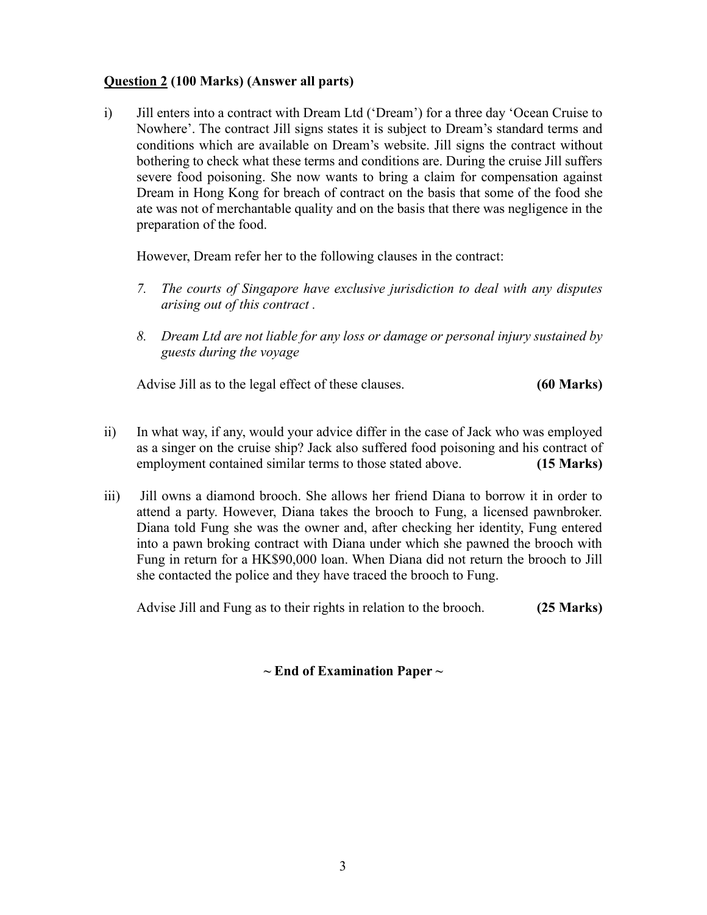**<u>Question 2</u> (100 Marks) (Answer all parts)**

i) Jill enters into a contract with Dream Ltd ('Dream') for a three day 'Ocean Cruise to Nowhere'. The contract Jill signs states it is subject to Dream's standard terms and conditions which are available on Dream's website. Jill signs the contract without bothering to check what these terms and conditions are. During the cruise Jill suffers severe food poisoning. She now wants to bring a claim for compensation against Dream in Hong Kong for breach of contract on the basis that some of the food she ate was not of merchantable quality and on the basis that there was negligence in the preparation of the food.

However, Dream refer her to the following clauses in the contract:

*7. The courts of Singapore have exclusive jurisdiction to deal with any disputes arising out of this contract .*

*8. Dream Ltd are not liable for any loss or damage or personal injury sustained by guests during the voyage*

Advise Jill as to the legal effect of these clauses. **(60 Marks)**

ii) In what way, if any, would your advice differ in the case of Jack who was employed as a singer on the cruise ship? Jack also suffered food poisoning and his contract of employment contained similar terms to those stated above. **(15 Marks)**

iii) Jill owns a diamond brooch. She allows her friend Diana to borrow it in order to attend a party. However, Diana takes the brooch to Fung, a licensed pawnbroker. Diana told Fung she was the owner and, after checking her identity, Fung entered into a pawn broking contract with Diana under which she pawned the brooch with Fung in return for a HK$90,000 loan. When Diana did not return the brooch to Jill she contacted the police and they have traced the brooch to Fung.

Advise Jill and Fung as to their rights in relation to the brooch. **(25 Marks)**

**~ End of Examination Paper ~**